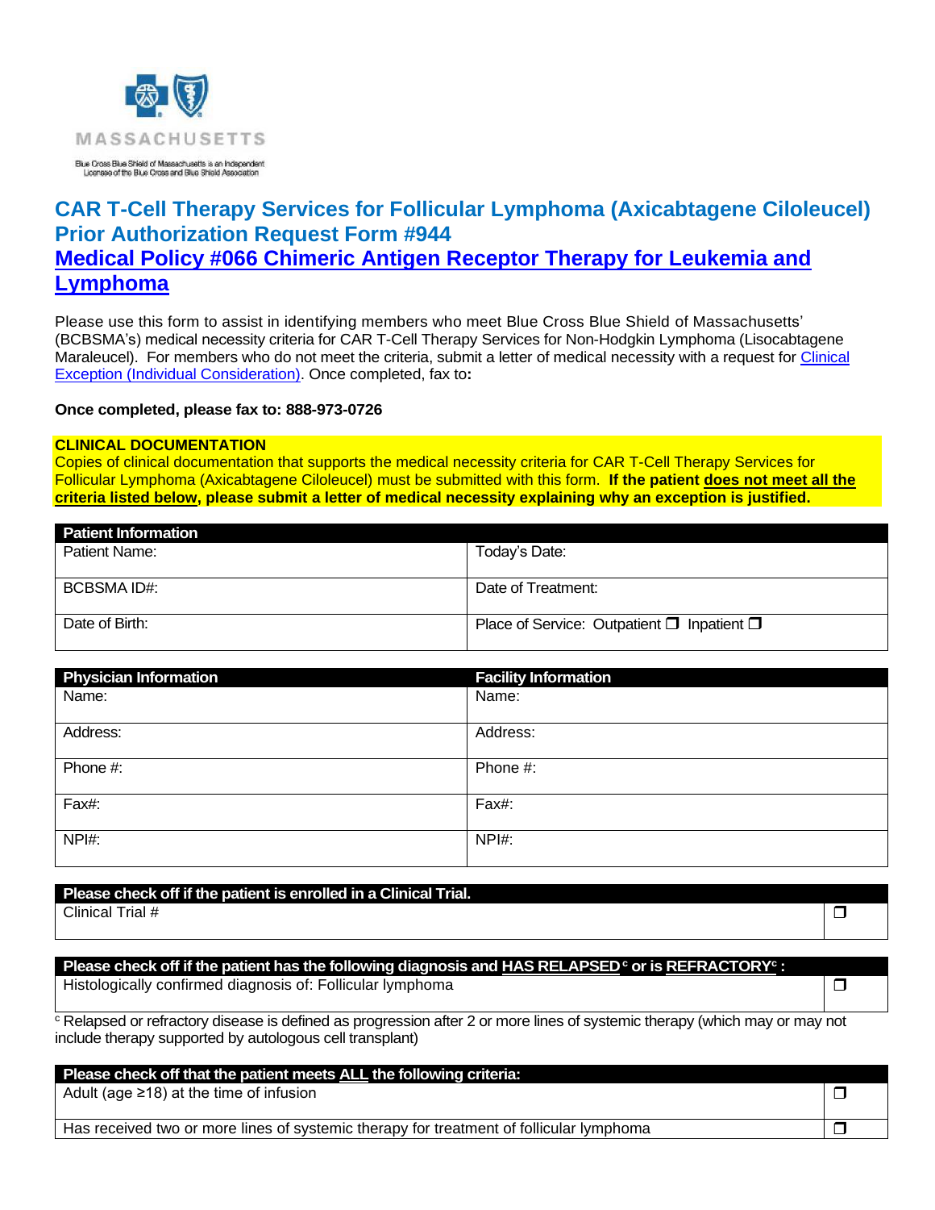MASSACHUSETTS

Blue Cross Blue Shield of Massachusetts is an Independent Licensee of the Blue Cross and Blue Shield Association

# CAR T-Cell Therapy Services for Follicular Lymphoma (Axicabtagene Ciloleucel) Prior Authorization Request Form #944

## Medical Policy #066 Chimeric Antigen Receptor Therapy for Leukemia and Lymphoma

Please use this form to assist in identifying members who meet Blue Cross Blue Shield of Massachusetts' (BCBSMA's) medical necessity criteria for CAR T-Cell Therapy Services for Non-Hodgkin Lymphoma (Lisocabtagene Maraleucel). For members who do not meet the criteria, submit a letter of medical necessity with a request for Clinical Exception (Individual Consideration). Once completed, fax to**:**

**Once completed, please fax to: 888-973-0726**

**CLINICAL DOCUMENTATION**

Copies of clinical documentation that supports the medical necessity criteria for CAR T-Cell Therapy Services for Follicular Lymphoma (Axicabtagene Ciloleucel) must be submitted with this form. **If the patient does not meet all the criteria listed below, please submit a letter of medical necessity explaining why an exception is justified.**

| **Patient Information** | |
|---|---|
| Patient Name: | Today's Date: |
| BCBSMA ID#: | Date of Treatment: |
| Date of Birth: | Place of Service: Outpatient ☐ Inpatient ☐ |

| **Physician Information** | **Facility Information** |
|---|---|
| Name: | Name: |
| Address: | Address: |
| Phone #: | Phone #: |
| Fax#: | Fax#: |
| NPI#: | NPI#: |

| **Please check off if the patient is enrolled in a Clinical Trial.** | |
|---|---|
| Clinical Trial # | ☐ |

| **Please check off if the patient has the following diagnosis and HAS RELAPSED[c] or is REFRACTORY[c]:** | |
|---|---|
| Histologically confirmed diagnosis of: Follicular lymphoma | ☐ |

[c] Relapsed or refractory disease is defined as progression after 2 or more lines of systemic therapy (which may or may not include therapy supported by autologous cell transplant)

| **Please check off that the patient meets ALL the following criteria:** | |
|---|---|
| Adult (age ≥18) at the time of infusion | ☐ |
| Has received two or more lines of systemic therapy for treatment of follicular lymphoma | ☐ |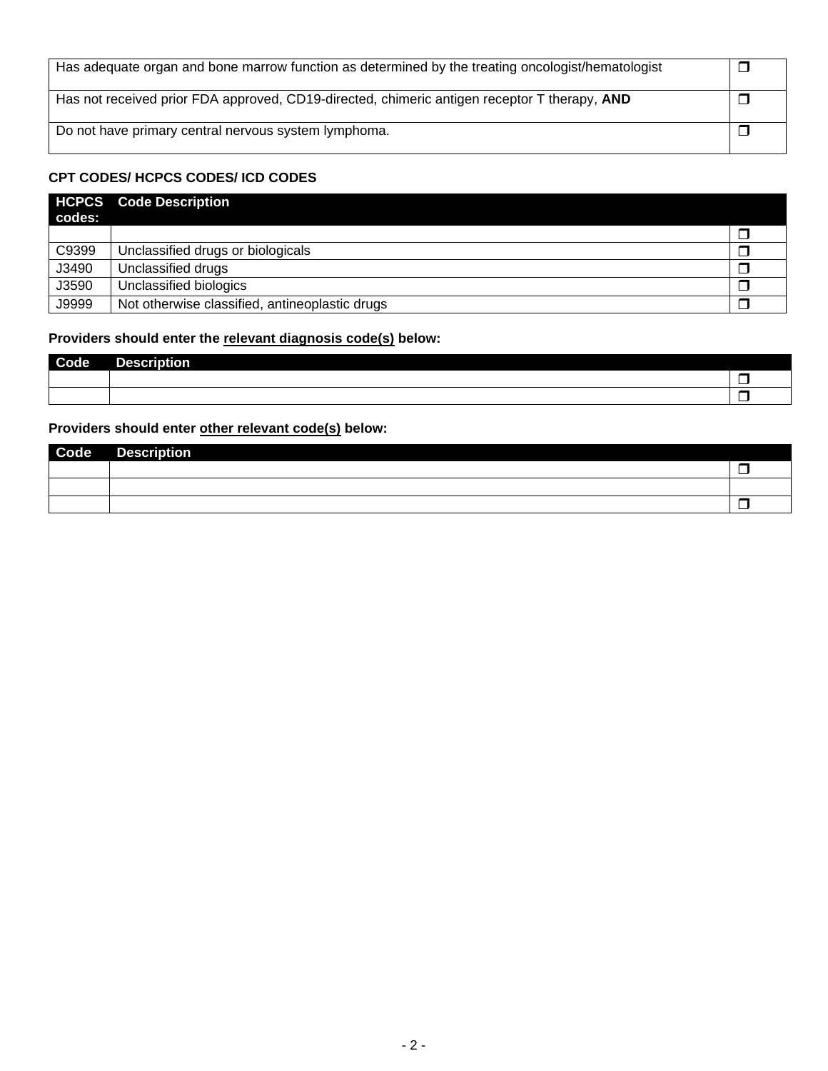| | |
|---|---|
| Has adequate organ and bone marrow function as determined by the treating oncologist/hematologist | ☐ |
| Has not received prior FDA approved, CD19-directed, chimeric antigen receptor T therapy, **AND** | ☐ |
| Do not have primary central nervous system lymphoma. | ☐ |

**CPT CODES/ HCPCS CODES/ ICD CODES**

| HCPCS codes: | Code Description | |
|---|---|---|
| | | ☐ |
| C9399 | Unclassified drugs or biologicals | ☐ |
| J3490 | Unclassified drugs | ☐ |
| J3590 | Unclassified biologics | ☐ |
| J9999 | Not otherwise classified, antineoplastic drugs | ☐ |

**Providers should enter the relevant diagnosis code(s) below:**

| Code | Description | |
|---|---|---|
| | | ☐ |
| | | ☐ |

**Providers should enter other relevant code(s) below:**

| Code | Description | |
|---|---|---|
| | | ☐ |
| | | |
| | | ☐ |